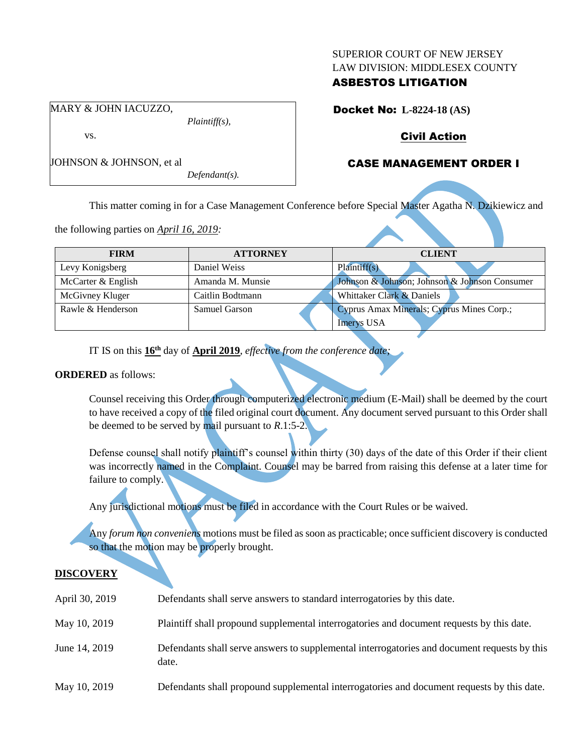SUPERIOR COURT OF NEW JERSEY
LAW DIVISION: MIDDLESEX COUNTY
**ASBESTOS LITIGATION**

MARY & JOHN IACUZZO,
*Plaintiff(s),*

vs.

JOHNSON & JOHNSON, et al
*Defendant(s).*

**Docket No: L-8224-18 (AS)**

**Civil Action**

## CASE MANAGEMENT ORDER I

This matter coming in for a Case Management Conference before Special Master Agatha N. Dzikiewicz and the following parties on *April 16, 2019*:

| FIRM | ATTORNEY | CLIENT |
|---|---|---|
| Levy Konigsberg | Daniel Weiss | Plaintiff(s) |
| McCarter & English | Amanda M. Munsie | Johnson & Johnson; Johnson & Johnson Consumer |
| McGivney Kluger | Caitlin Bodtmann | Whittaker Clark & Daniels |
| Rawle & Henderson | Samuel Garson | Cyprus Amax Minerals; Cyprus Mines Corp.; Imerys USA |

IT IS on this **16th** day of **April 2019**, *effective from the conference date;*

**ORDERED** as follows:

Counsel receiving this Order through computerized electronic medium (E-Mail) shall be deemed by the court to have received a copy of the filed original court document. Any document served pursuant to this Order shall be deemed to be served by mail pursuant to *R*.1:5-2.

Defense counsel shall notify plaintiff's counsel within thirty (30) days of the date of this Order if their client was incorrectly named in the Complaint. Counsel may be barred from raising this defense at a later time for failure to comply.

Any jurisdictional motions must be filed in accordance with the Court Rules or be waived.

Any *forum non conveniens* motions must be filed as soon as practicable; once sufficient discovery is conducted so that the motion may be properly brought.

## DISCOVERY

| | |
|---|---|
| April 30, 2019 | Defendants shall serve answers to standard interrogatories by this date. |
| May 10, 2019 | Plaintiff shall propound supplemental interrogatories and document requests by this date. |
| June 14, 2019 | Defendants shall serve answers to supplemental interrogatories and document requests by this date. |
| May 10, 2019 | Defendants shall propound supplemental interrogatories and document requests by this date. |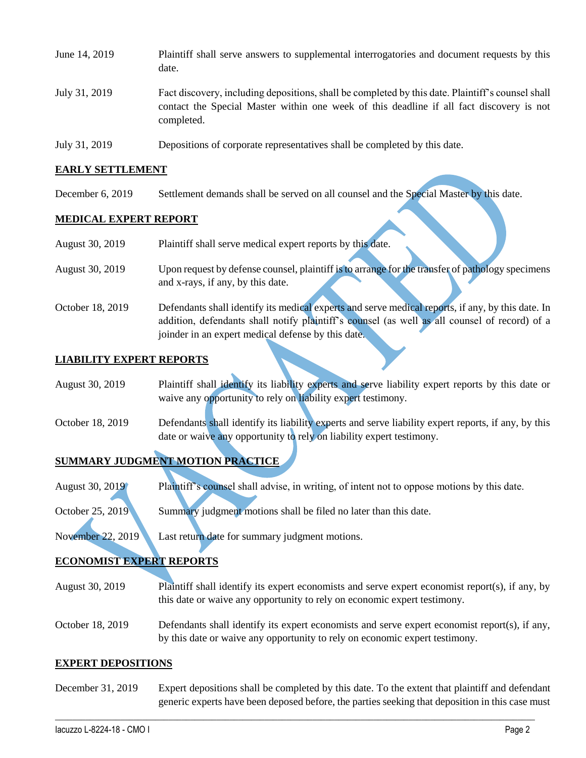| | |
|---|---|
| June 14, 2019 | Plaintiff shall serve answers to supplemental interrogatories and document requests by this date. |
| July 31, 2019 | Fact discovery, including depositions, shall be completed by this date. Plaintiff's counsel shall contact the Special Master within one week of this deadline if all fact discovery is not completed. |
| July 31, 2019 | Depositions of corporate representatives shall be completed by this date. |

**EARLY SETTLEMENT**

| | |
|---|---|
| December 6, 2019 | Settlement demands shall be served on all counsel and the Special Master by this date. |

**MEDICAL EXPERT REPORT**

| | |
|---|---|
| August 30, 2019 | Plaintiff shall serve medical expert reports by this date. |
| August 30, 2019 | Upon request by defense counsel, plaintiff is to arrange for the transfer of pathology specimens and x-rays, if any, by this date. |
| October 18, 2019 | Defendants shall identify its medical experts and serve medical reports, if any, by this date. In addition, defendants shall notify plaintiff's counsel (as well as all counsel of record) of a joinder in an expert medical defense by this date. |

**LIABILITY EXPERT REPORTS**

| | |
|---|---|
| August 30, 2019 | Plaintiff shall identify its liability experts and serve liability expert reports by this date or waive any opportunity to rely on liability expert testimony. |
| October 18, 2019 | Defendants shall identify its liability experts and serve liability expert reports, if any, by this date or waive any opportunity to rely on liability expert testimony. |

**SUMMARY JUDGMENT MOTION PRACTICE**

| | |
|---|---|
| August 30, 2019 | Plaintiff's counsel shall advise, in writing, of intent not to oppose motions by this date. |
| October 25, 2019 | Summary judgment motions shall be filed no later than this date. |
| November 22, 2019 | Last return date for summary judgment motions. |

**ECONOMIST EXPERT REPORTS**

| | |
|---|---|
| August 30, 2019 | Plaintiff shall identify its expert economists and serve expert economist report(s), if any, by this date or waive any opportunity to rely on economic expert testimony. |
| October 18, 2019 | Defendants shall identify its expert economists and serve expert economist report(s), if any, by this date or waive any opportunity to rely on economic expert testimony. |

**EXPERT DEPOSITIONS**

| | |
|---|---|
| December 31, 2019 | Expert depositions shall be completed by this date. To the extent that plaintiff and defendant generic experts have been deposed before, the parties seeking that deposition in this case must |

VACATED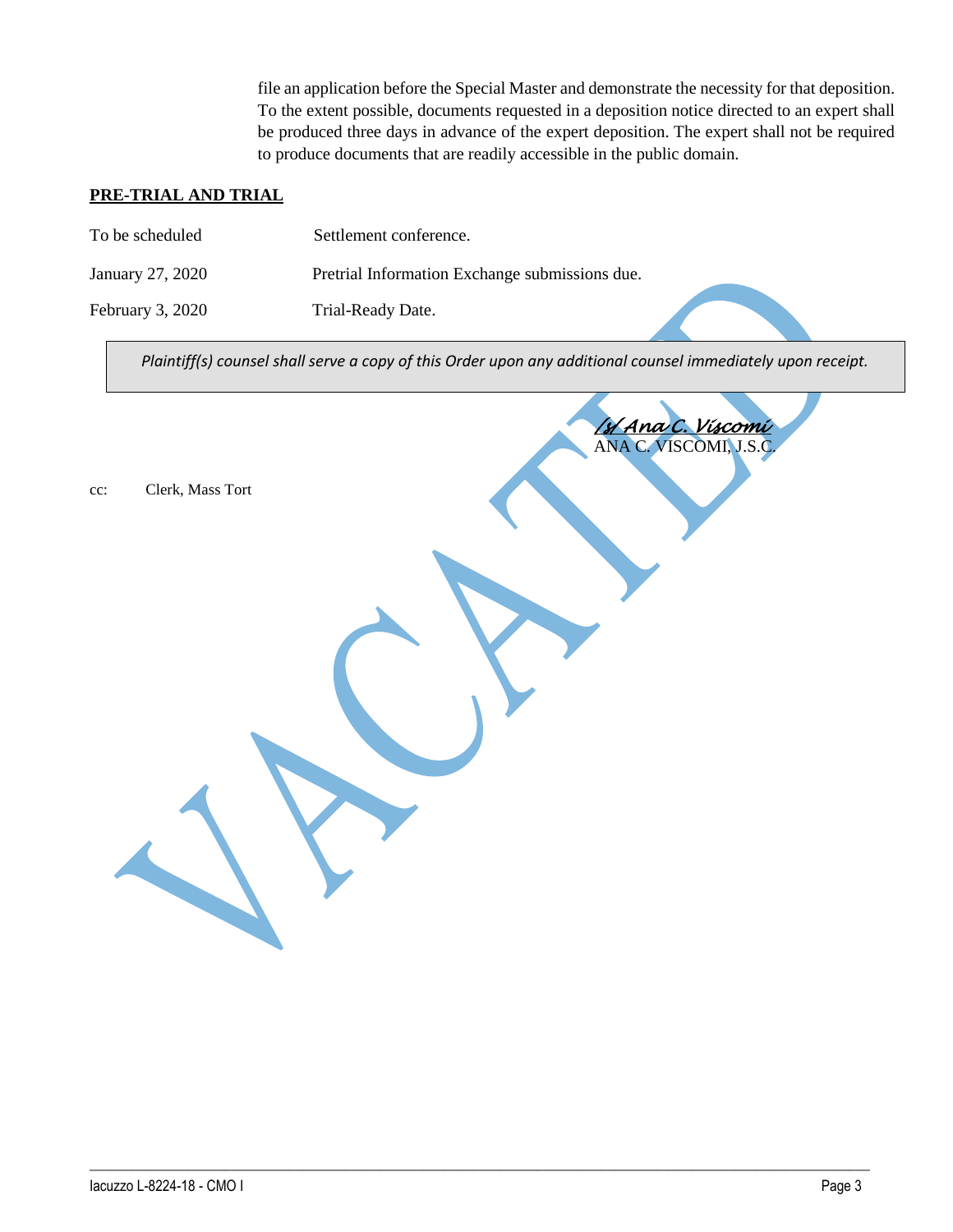file an application before the Special Master and demonstrate the necessity for that deposition. To the extent possible, documents requested in a deposition notice directed to an expert shall be produced three days in advance of the expert deposition. The expert shall not be required to produce documents that are readily accessible in the public domain.

**PRE-TRIAL AND TRIAL**

| | |
|---|---|
| To be scheduled | Settlement conference. |
| January 27, 2020 | Pretrial Information Exchange submissions due. |
| February 3, 2020 | Trial-Ready Date. |

*Plaintiff(s) counsel shall serve a copy of this Order upon any additional counsel immediately upon receipt.*

*/s/ Ana C. Viscomi*
ANA C. VISCOMI, J.S.C.

cc: Clerk, Mass Tort

VACATED